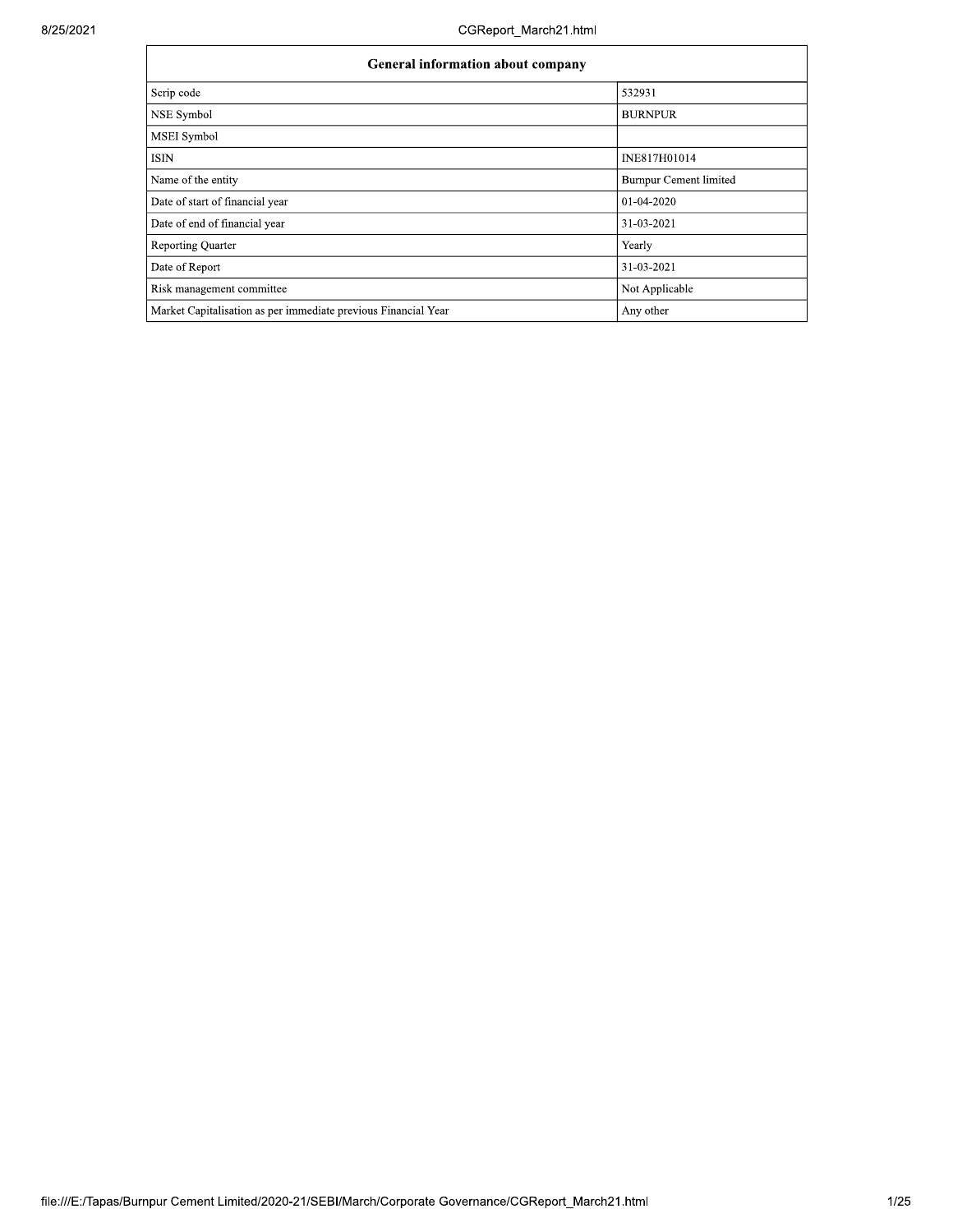| General information about company | |
|---|---|
| Scrip code | 532931 |
| NSE Symbol | BURNPUR |
| MSEI Symbol | |
| ISIN | INE817H01014 |
| Name of the entity | Burnpur Cement limited |
| Date of start of financial year | 01-04-2020 |
| Date of end of financial year | 31-03-2021 |
| Reporting Quarter | Yearly |
| Date of Report | 31-03-2021 |
| Risk management committee | Not Applicable |
| Market Capitalisation as per immediate previous Financial Year | Any other |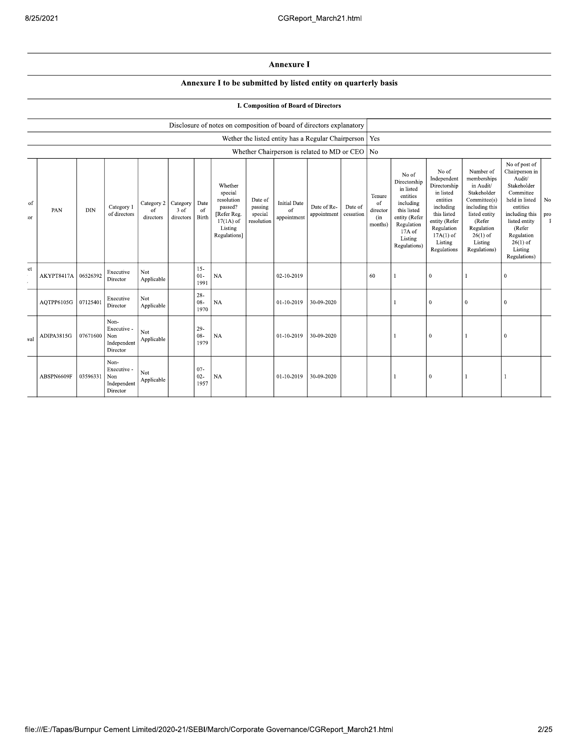# Annexure I

## Annexure I to be submitted by listed entity on quarterly basis

### I. Composition of Board of Directors

| | |
|---|---|
| Disclosure of notes on composition of board of directors explanatory | |
| Wether the listed entity has a Regular Chairperson | Yes |
| Whether Chairperson is related to MD or CEO | No |

| of ...or | PAN | DIN | Category 1 of directors | Category 2 of directors | Category 3 of directors | Date of Birth | Whether special resolution passed? [Refer Reg. 17(1A) of Listing Regulations] | Date of passing special resolution | Initial Date of appointment | Date of Re-appointment | Date of cessation | Tenure of director (in months) | No of Directorship in listed entities including this listed entity (Refer Regulation 17A of Listing Regulations) | No of Independent Directorship in listed entities including this listed entity (Refer Regulation 17A(1) of Listing Regulations | Number of memberships in Audit/ Stakeholder Committee(s) including this listed entity (Refer Regulation 26(1) of Listing Regulations) | No of post of Chairperson in Audit/ Stakeholder Committee held in listed entities including this listed entity (Refer Regulation 26(1) of Listing Regulations) | No... pro... |
|---|---|---|---|---|---|---|---|---|---|---|---|---|---|---|---|---|---|
| ...et | AKYPT8417A | 06526392 | Executive Director | Not Applicable | | 15-01-1991 | NA | | 02-10-2019 | | | 60 | 1 | 0 | 1 | 0 | |
| | AQTPP6105G | 07125401 | Executive Director | Not Applicable | | 28-08-1970 | NA | | 01-10-2019 | 30-09-2020 | | | 1 | 0 | 0 | 0 | |
| ...wal | ADIPA3815G | 07671600 | Non-Executive - Non Independent Director | Not Applicable | | 29-08-1979 | NA | | 01-10-2019 | 30-09-2020 | | | 1 | 0 | 1 | 0 | |
| | ABSPN6609F | 03596331 | Non-Executive - Non Independent Director | Not Applicable | | 07-02-1957 | NA | | 01-10-2019 | 30-09-2020 | | | 1 | 0 | 1 | 1 | |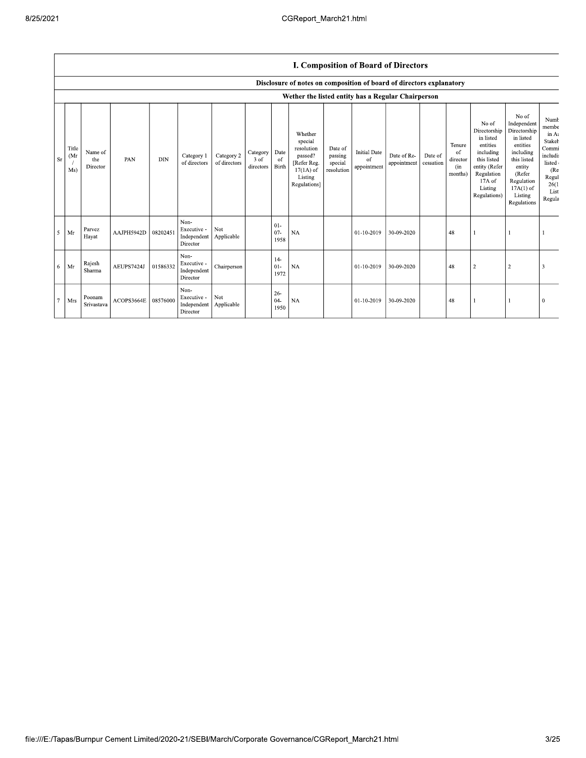## I. Composition of Board of Directors

### Disclosure of notes on composition of board of directors explanatory

### Wether the listed entity has a Regular Chairperson

| Sr | Title (Mr / Ms) | Name of the Director | PAN | DIN | Category 1 of directors | Category 2 of directors | Category 3 of directors | Date of Birth | Whether special resolution passed? [Refer Reg. 17(1A) of Listing Regulations] | Date of passing special resolution | Initial Date of appointment | Date of Re-appointment | Date of cessation | Tenure of director (in months) | No of Directorship in listed entities including this listed entity (Refer Regulation 17A of Listing Regulations) | No of Independent Directorship in listed entities including this listed entity (Refer Regulation 17A(1) of Listing Regulations | Numb membe in A Stakeh Commi includi listed (Re Regul 26(1 List Regula |
|---|---|---|---|---|---|---|---|---|---|---|---|---|---|---|---|---|---|
| 5 | Mr | Parvez Hayat | AAJPH5942D | 08202451 | Non-Executive - Independent Director | Not Applicable | | 01-07-1958 | NA | | 01-10-2019 | 30-09-2020 | | 48 | 1 | 1 | 1 |
| 6 | Mr | Rajesh Sharma | AEUPS7424J | 01586332 | Non-Executive - Independent Director | Chairperson | | 14-01-1972 | NA | | 01-10-2019 | 30-09-2020 | | 48 | 2 | 2 | 3 |
| 7 | Mrs | Poonam Srivastava | ACOPS3664E | 08576000 | Non-Executive - Independent Director | Not Applicable | | 26-04-1950 | NA | | 01-10-2019 | 30-09-2020 | | 48 | 1 | 1 | 0 |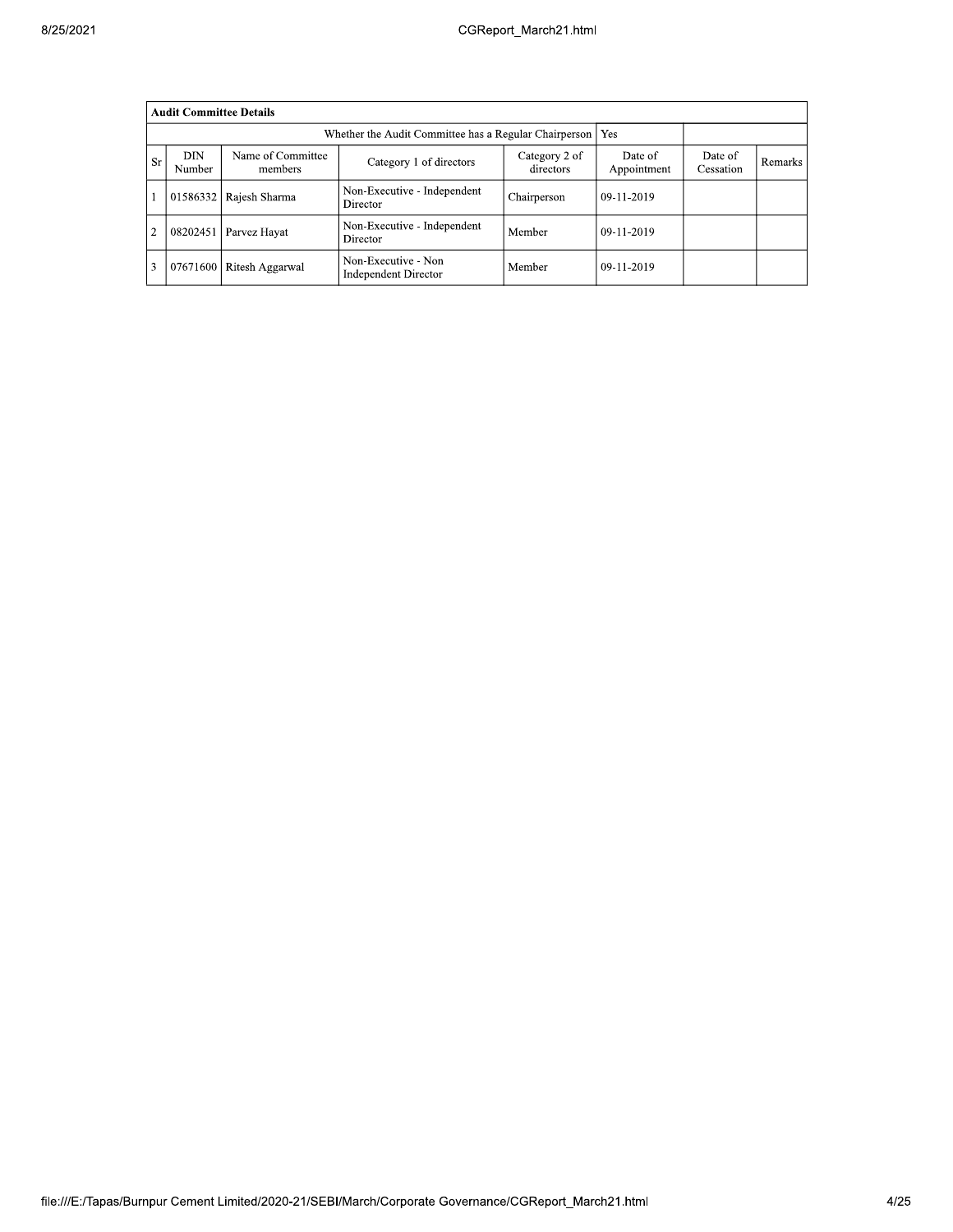| Audit Committee Details | | | | | | | |
|---|---|---|---|---|---|---|---|
| Whether the Audit Committee has a Regular Chairperson | | | | | Yes | | |
| Sr | DIN Number | Name of Committee members | Category 1 of directors | Category 2 of directors | Date of Appointment | Date of Cessation | Remarks |
| 1 | 01586332 | Rajesh Sharma | Non-Executive - Independent Director | Chairperson | 09-11-2019 | | |
| 2 | 08202451 | Parvez Hayat | Non-Executive - Independent Director | Member | 09-11-2019 | | |
| 3 | 07671600 | Ritesh Aggarwal | Non-Executive - Non Independent Director | Member | 09-11-2019 | | |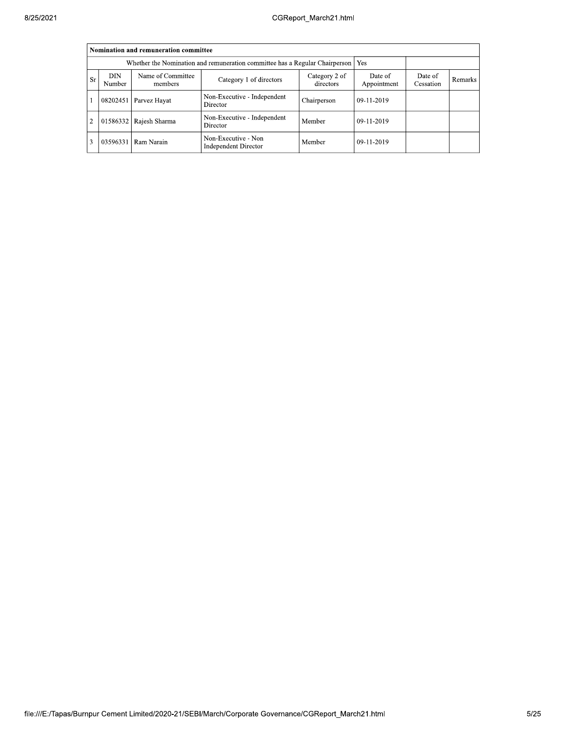| Nomination and remuneration committee | | | | | | | |
|---|---|---|---|---|---|---|---|
| Whether the Nomination and remuneration committee has a Regular Chairperson | | | | | Yes | | |
| Sr | DIN Number | Name of Committee members | Category 1 of directors | Category 2 of directors | Date of Appointment | Date of Cessation | Remarks |
| 1 | 08202451 | Parvez Hayat | Non-Executive - Independent Director | Chairperson | 09-11-2019 | | |
| 2 | 01586332 | Rajesh Sharma | Non-Executive - Independent Director | Member | 09-11-2019 | | |
| 3 | 03596331 | Ram Narain | Non-Executive - Non Independent Director | Member | 09-11-2019 | | |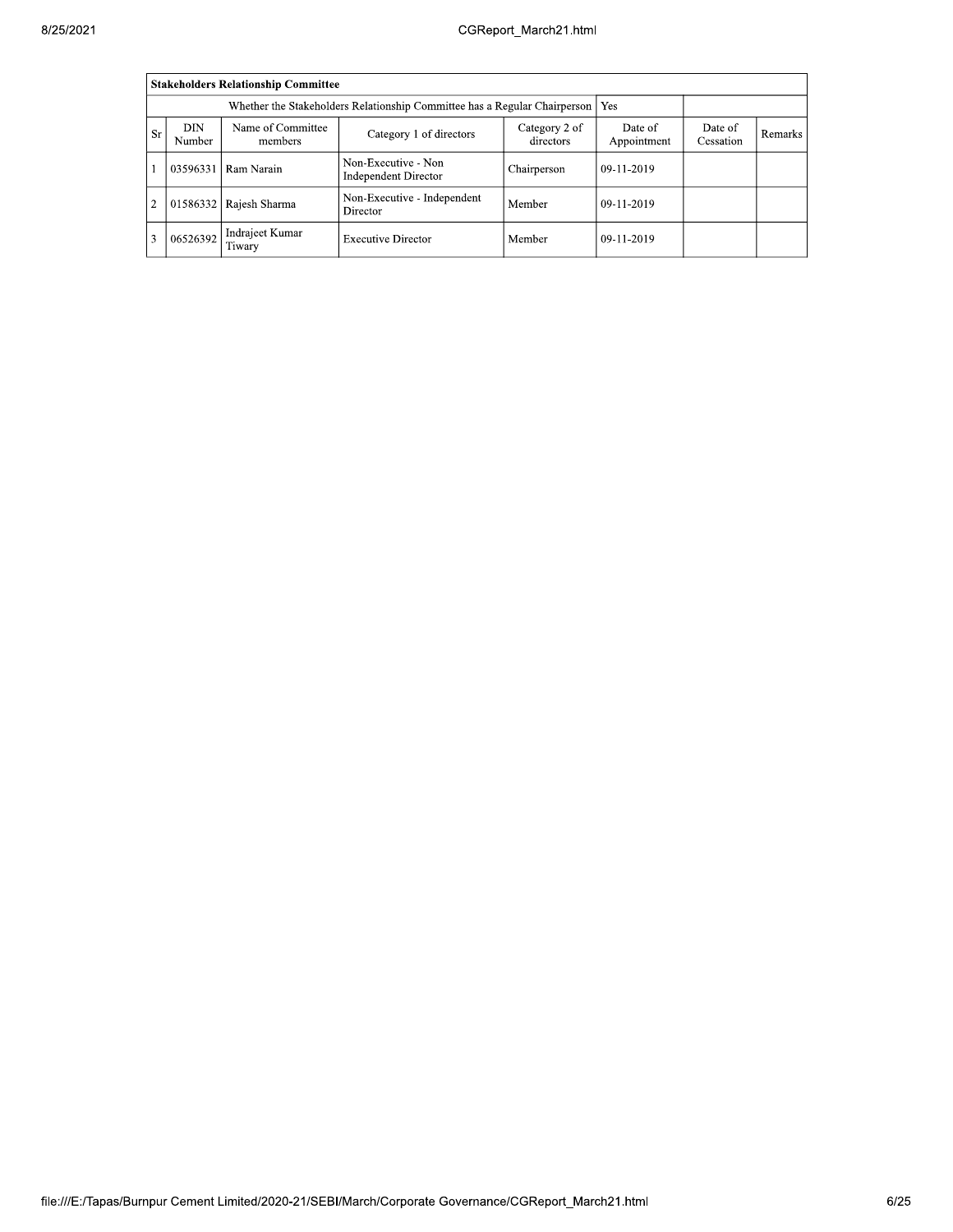| Stakeholders Relationship Committee | | | | | | | |
|---|---|---|---|---|---|---|---|
| Whether the Stakeholders Relationship Committee has a Regular Chairperson | | | | | Yes | | |
| Sr | DIN Number | Name of Committee members | Category 1 of directors | Category 2 of directors | Date of Appointment | Date of Cessation | Remarks |
| 1 | 03596331 | Ram Narain | Non-Executive - Non Independent Director | Chairperson | 09-11-2019 | | |
| 2 | 01586332 | Rajesh Sharma | Non-Executive - Independent Director | Member | 09-11-2019 | | |
| 3 | 06526392 | Indrajeet Kumar Tiwary | Executive Director | Member | 09-11-2019 | | |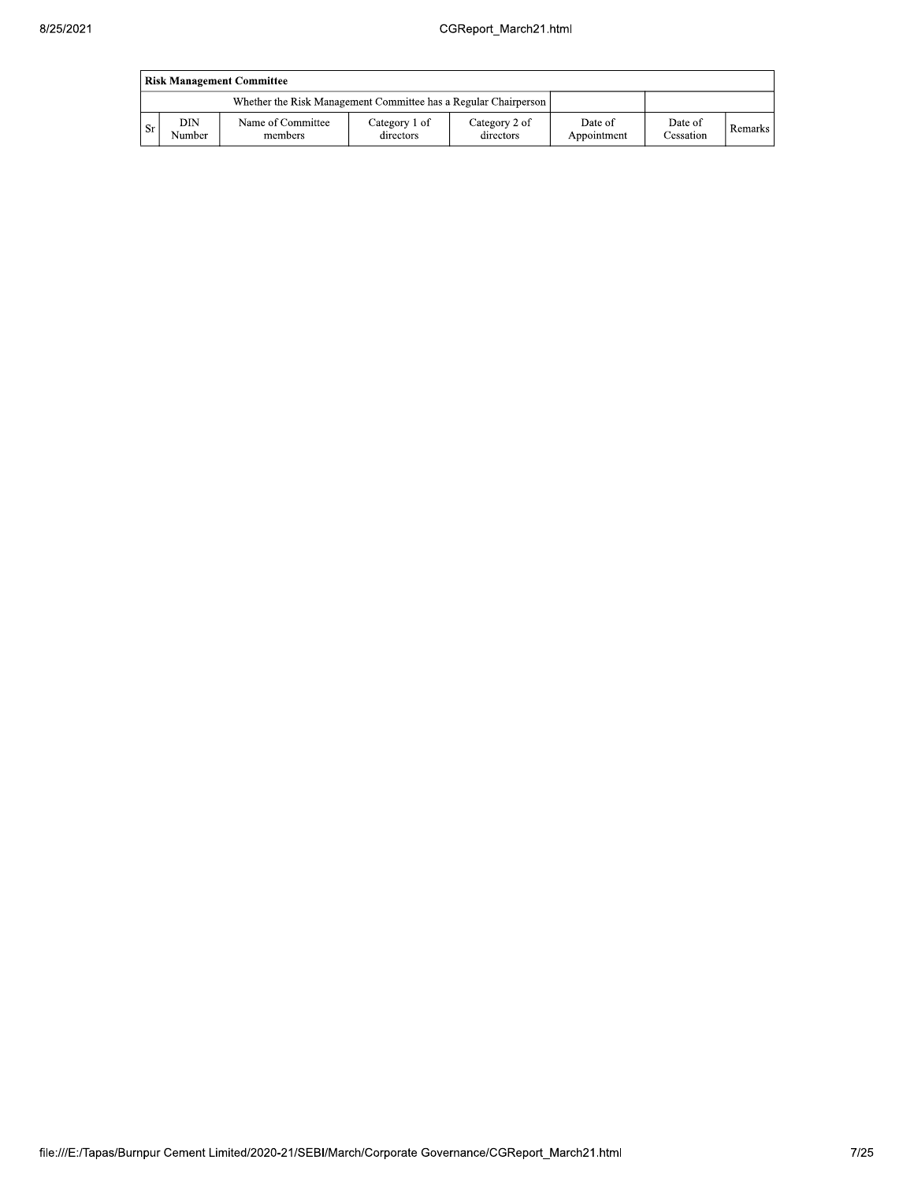| **Risk Management Committee** | | | | | | | |
|---|---|---|---|---|---|---|---|
| Whether the Risk Management Committee has a Regular Chairperson | | | | | | | |
| Sr | DIN Number | Name of Committee members | Category 1 of directors | Category 2 of directors | Date of Appointment | Date of Cessation | Remarks |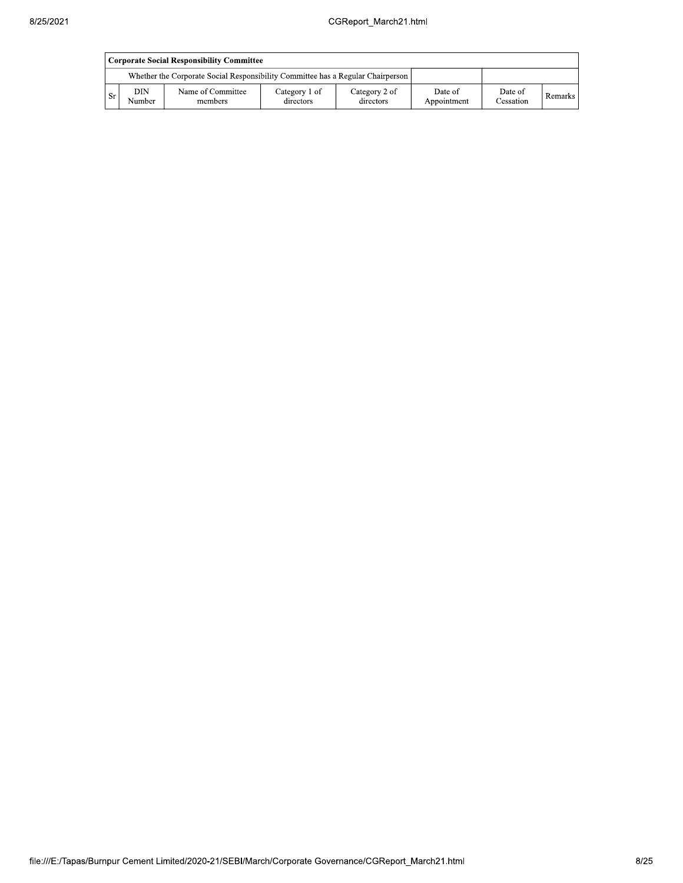| Corporate Social Responsibility Committee | | | | | | | |
|---|---|---|---|---|---|---|---|
| Whether the Corporate Social Responsibility Committee has a Regular Chairperson | | | | | | | |
| Sr | DIN Number | Name of Committee members | Category 1 of directors | Category 2 of directors | Date of Appointment | Date of Cessation | Remarks |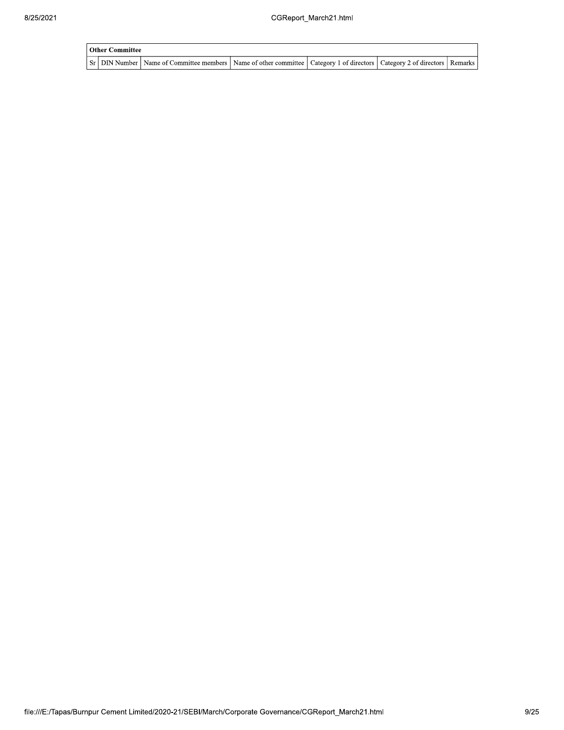| Other Committee | | | | | | |
|---|---|---|---|---|---|---|
| Sr | DIN Number | Name of Committee members | Name of other committee | Category 1 of directors | Category 2 of directors | Remarks |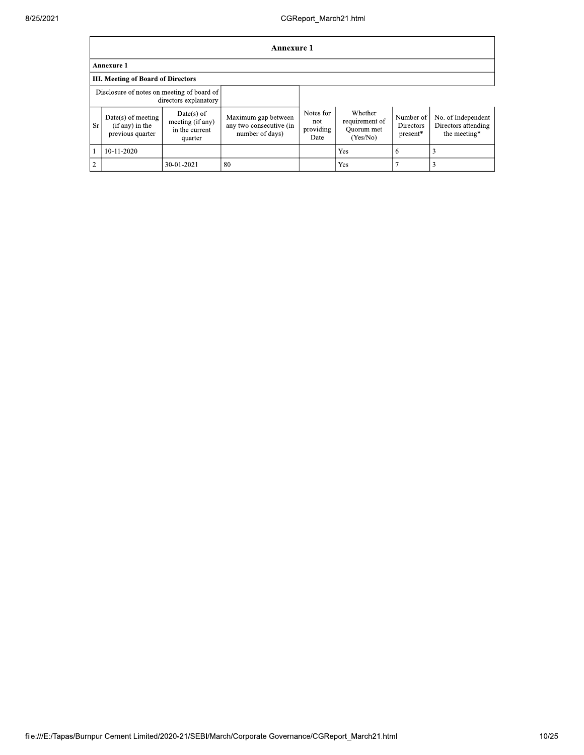## Annexure 1

### Annexure 1

### III. Meeting of Board of Directors

| Disclosure of notes on meeting of board of directors explanatory | | | | | | | |
|---|---|---|---|---|---|---|---|
| Sr | Date(s) of meeting (if any) in the previous quarter | Date(s) of meeting (if any) in the current quarter | Maximum gap between any two consecutive (in number of days) | Notes for not providing Date | Whether requirement of Quorum met (Yes/No) | Number of Directors present* | No. of Independent Directors attending the meeting* |
| 1 | 10-11-2020 | | | | Yes | 6 | 3 |
| 2 | | 30-01-2021 | 80 | | Yes | 7 | 3 |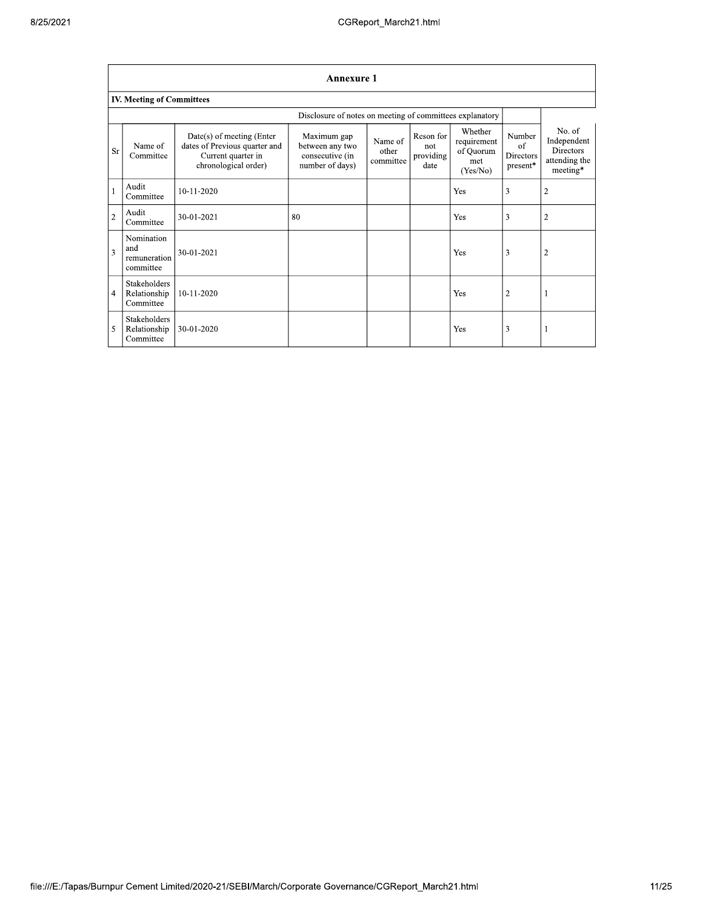## Annexure 1

### IV. Meeting of Committees

| | | | | | | | | |
|---|---|---|---|---|---|---|---|---|
| | | Disclosure of notes on meeting of committees explanatory | | | | | | |
| Sr | Name of Committee | Date(s) of meeting (Enter dates of Previous quarter and Current quarter in chronological order) | Maximum gap between any two consecutive (in number of days) | Name of other committee | Reson for not providing date | Whether requirement of Quorum met (Yes/No) | Number of Directors present* | No. of Independent Directors attending the meeting* |
| 1 | Audit Committee | 10-11-2020 | | | | Yes | 3 | 2 |
| 2 | Audit Committee | 30-01-2021 | 80 | | | Yes | 3 | 2 |
| 3 | Nomination and remuneration committee | 30-01-2021 | | | | Yes | 3 | 2 |
| 4 | Stakeholders Relationship Committee | 10-11-2020 | | | | Yes | 2 | 1 |
| 5 | Stakeholders Relationship Committee | 30-01-2020 | | | | Yes | 3 | 1 |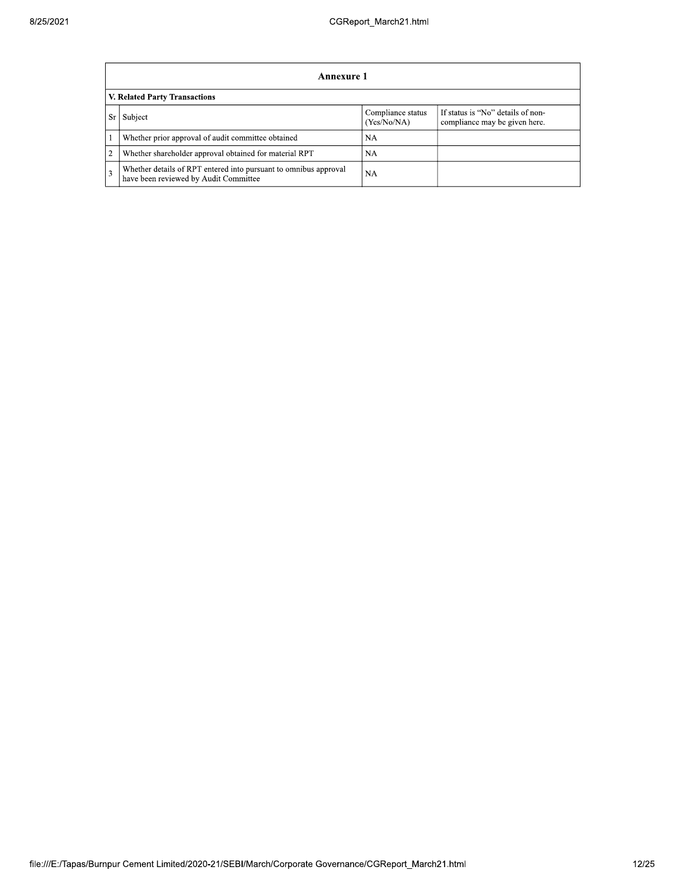## Annexure 1

### V. Related Party Transactions

| Sr | Subject | Compliance status (Yes/No/NA) | If status is "No" details of non-compliance may be given here. |
|---|---|---|---|
| 1 | Whether prior approval of audit committee obtained | NA | |
| 2 | Whether shareholder approval obtained for material RPT | NA | |
| 3 | Whether details of RPT entered into pursuant to omnibus approval have been reviewed by Audit Committee | NA | |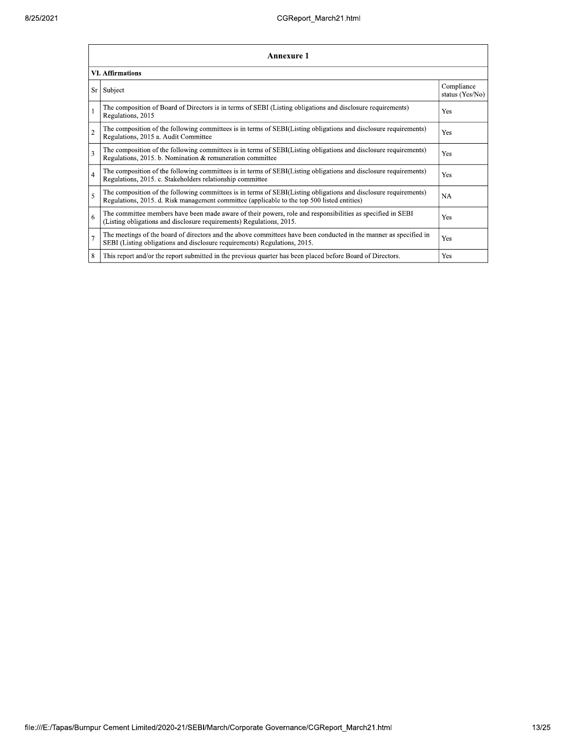## Annexure 1

### VI. Affirmations

| Sr | Subject | Compliance status (Yes/No) |
|---|---|---|
| 1 | The composition of Board of Directors is in terms of SEBI (Listing obligations and disclosure requirements) Regulations, 2015 | Yes |
| 2 | The composition of the following committees is in terms of SEBI(Listing obligations and disclosure requirements) Regulations, 2015 a. Audit Committee | Yes |
| 3 | The composition of the following committees is in terms of SEBI(Listing obligations and disclosure requirements) Regulations, 2015. b. Nomination & remuneration committee | Yes |
| 4 | The composition of the following committees is in terms of SEBI(Listing obligations and disclosure requirements) Regulations, 2015. c. Stakeholders relationship committee | Yes |
| 5 | The composition of the following committees is in terms of SEBI(Listing obligations and disclosure requirements) Regulations, 2015. d. Risk management committee (applicable to the top 500 listed entities) | NA |
| 6 | The committee members have been made aware of their powers, role and responsibilities as specified in SEBI (Listing obligations and disclosure requirements) Regulations, 2015. | Yes |
| 7 | The meetings of the board of directors and the above committees have been conducted in the manner as specified in SEBI (Listing obligations and disclosure requirements) Regulations, 2015. | Yes |
| 8 | This report and/or the report submitted in the previous quarter has been placed before Board of Directors. | Yes |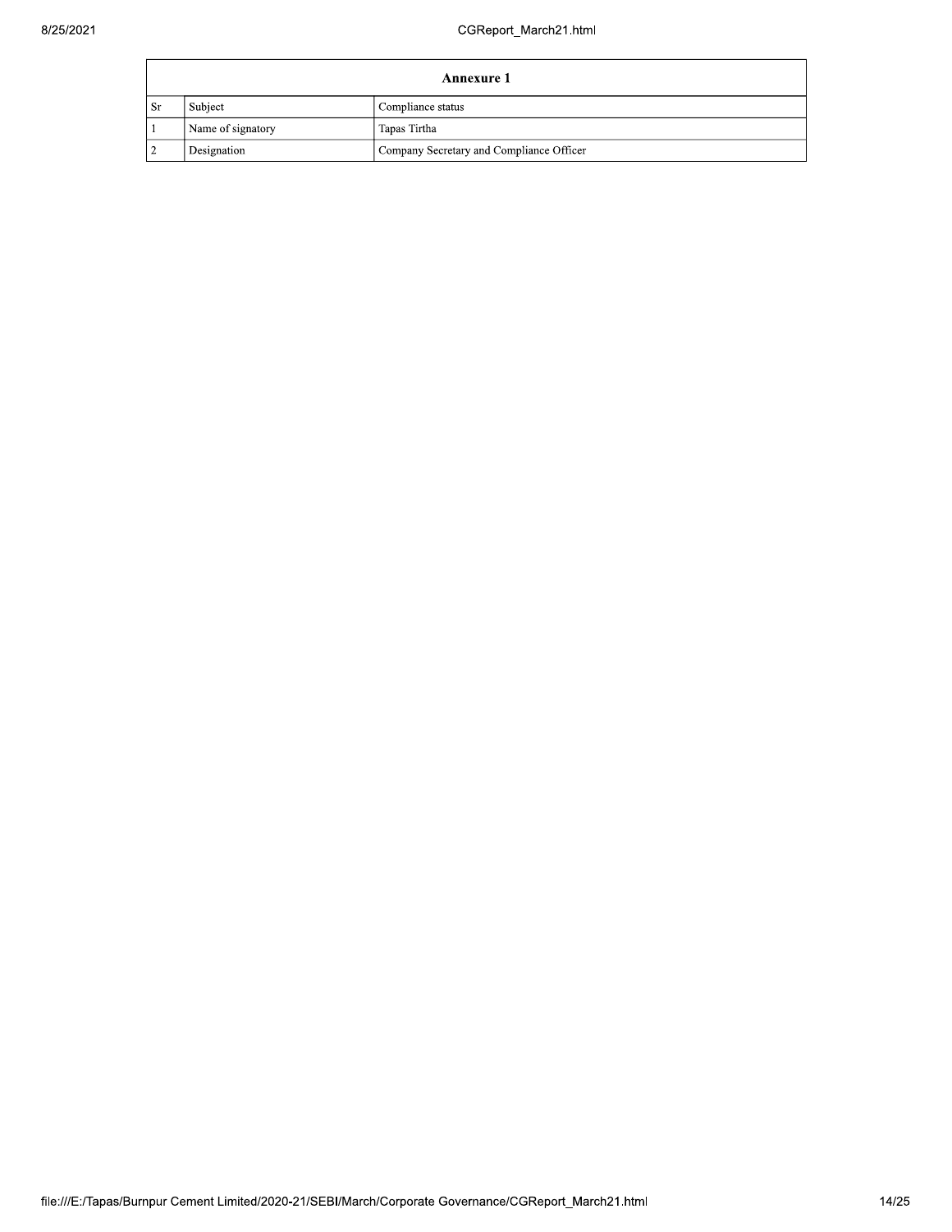| Annexure 1 | | |
|---|---|---|
| Sr | Subject | Compliance status |
| 1 | Name of signatory | Tapas Tirtha |
| 2 | Designation | Company Secretary and Compliance Officer |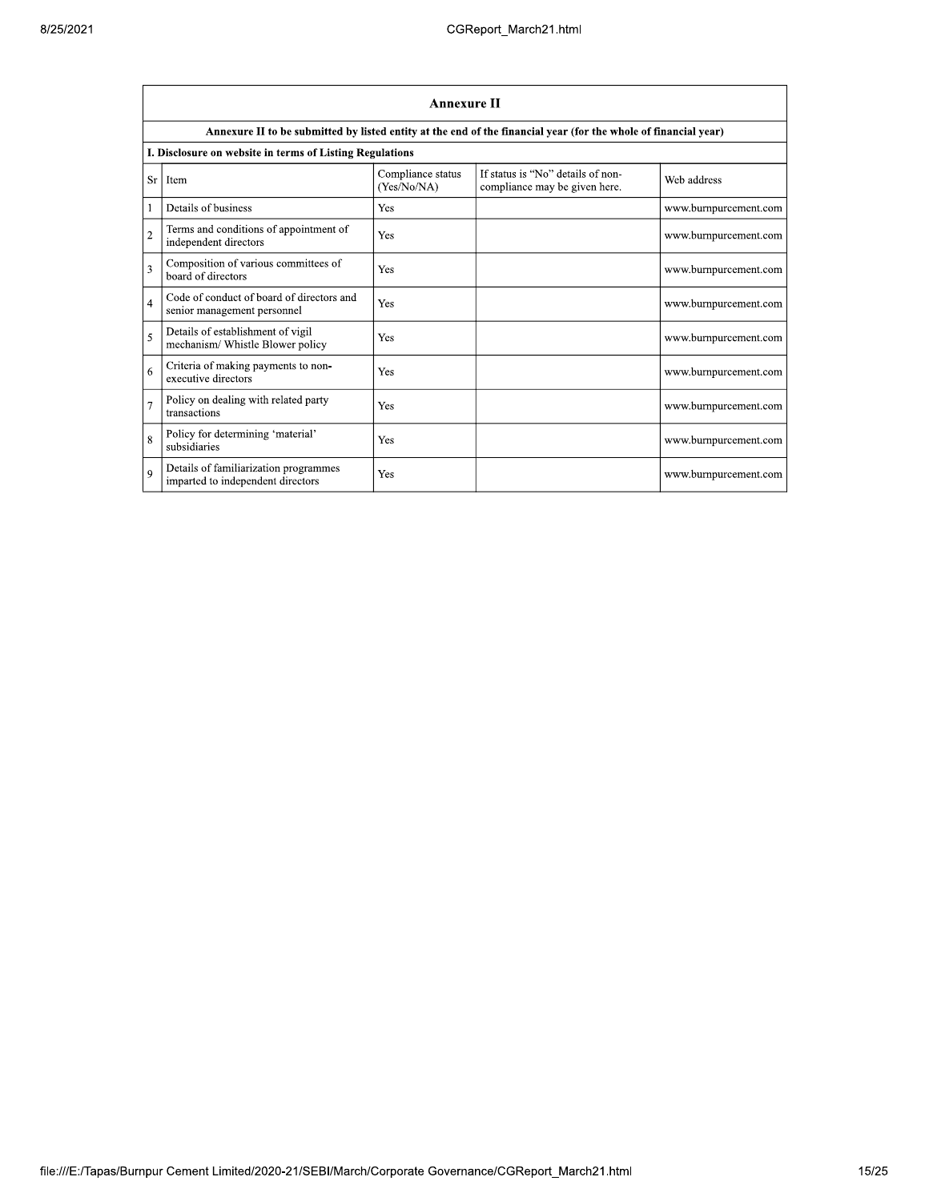## Annexure II

**Annexure II to be submitted by listed entity at the end of the financial year (for the whole of financial year)**

**I. Disclosure on website in terms of Listing Regulations**

| Sr | Item | Compliance status (Yes/No/NA) | If status is "No" details of non-compliance may be given here. | Web address |
|---|---|---|---|---|
| 1 | Details of business | Yes | | www.burnpurcement.com |
| 2 | Terms and conditions of appointment of independent directors | Yes | | www.burnpurcement.com |
| 3 | Composition of various committees of board of directors | Yes | | www.burnpurcement.com |
| 4 | Code of conduct of board of directors and senior management personnel | Yes | | www.burnpurcement.com |
| 5 | Details of establishment of vigil mechanism/ Whistle Blower policy | Yes | | www.burnpurcement.com |
| 6 | Criteria of making payments to non-executive directors | Yes | | www.burnpurcement.com |
| 7 | Policy on dealing with related party transactions | Yes | | www.burnpurcement.com |
| 8 | Policy for determining 'material' subsidiaries | Yes | | www.burnpurcement.com |
| 9 | Details of familiarization programmes imparted to independent directors | Yes | | www.burnpurcement.com |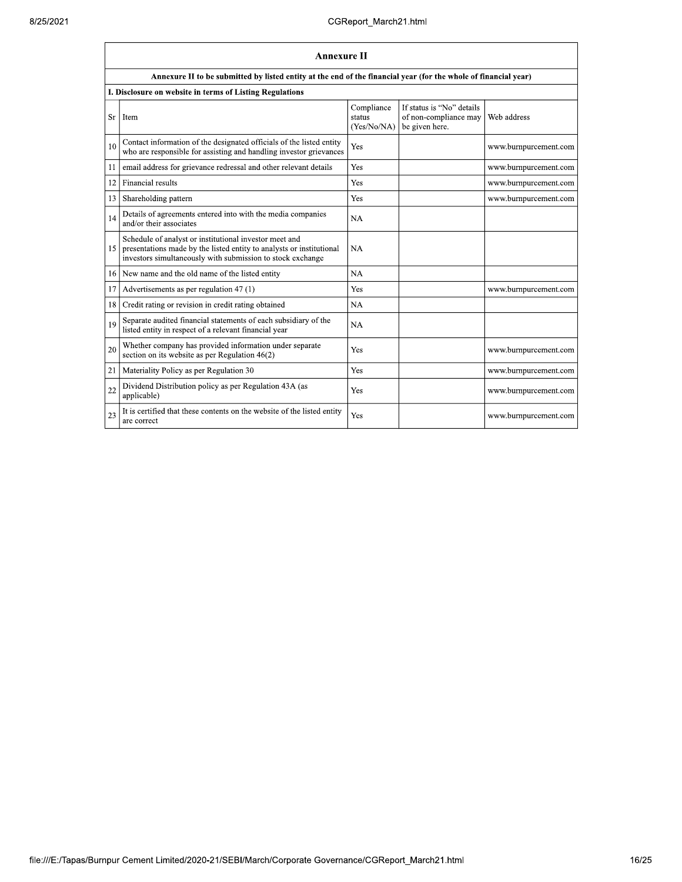## Annexure II

**Annexure II to be submitted by listed entity at the end of the financial year (for the whole of financial year)**

**I. Disclosure on website in terms of Listing Regulations**

| Sr | Item | Compliance status (Yes/No/NA) | If status is "No" details of non-compliance may be given here. | Web address |
|---|---|---|---|---|
| 10 | Contact information of the designated officials of the listed entity who are responsible for assisting and handling investor grievances | Yes | | www.burnpurcement.com |
| 11 | email address for grievance redressal and other relevant details | Yes | | www.burnpurcement.com |
| 12 | Financial results | Yes | | www.burnpurcement.com |
| 13 | Shareholding pattern | Yes | | www.burnpurcement.com |
| 14 | Details of agreements entered into with the media companies and/or their associates | NA | | |
| 15 | Schedule of analyst or institutional investor meet and presentations made by the listed entity to analysts or institutional investors simultaneously with submission to stock exchange | NA | | |
| 16 | New name and the old name of the listed entity | NA | | |
| 17 | Advertisements as per regulation 47 (1) | Yes | | www.burnpurcement.com |
| 18 | Credit rating or revision in credit rating obtained | NA | | |
| 19 | Separate audited financial statements of each subsidiary of the listed entity in respect of a relevant financial year | NA | | |
| 20 | Whether company has provided information under separate section on its website as per Regulation 46(2) | Yes | | www.burnpurcement.com |
| 21 | Materiality Policy as per Regulation 30 | Yes | | www.burnpurcement.com |
| 22 | Dividend Distribution policy as per Regulation 43A (as applicable) | Yes | | www.burnpurcement.com |
| 23 | It is certified that these contents on the website of the listed entity are correct | Yes | | www.burnpurcement.com |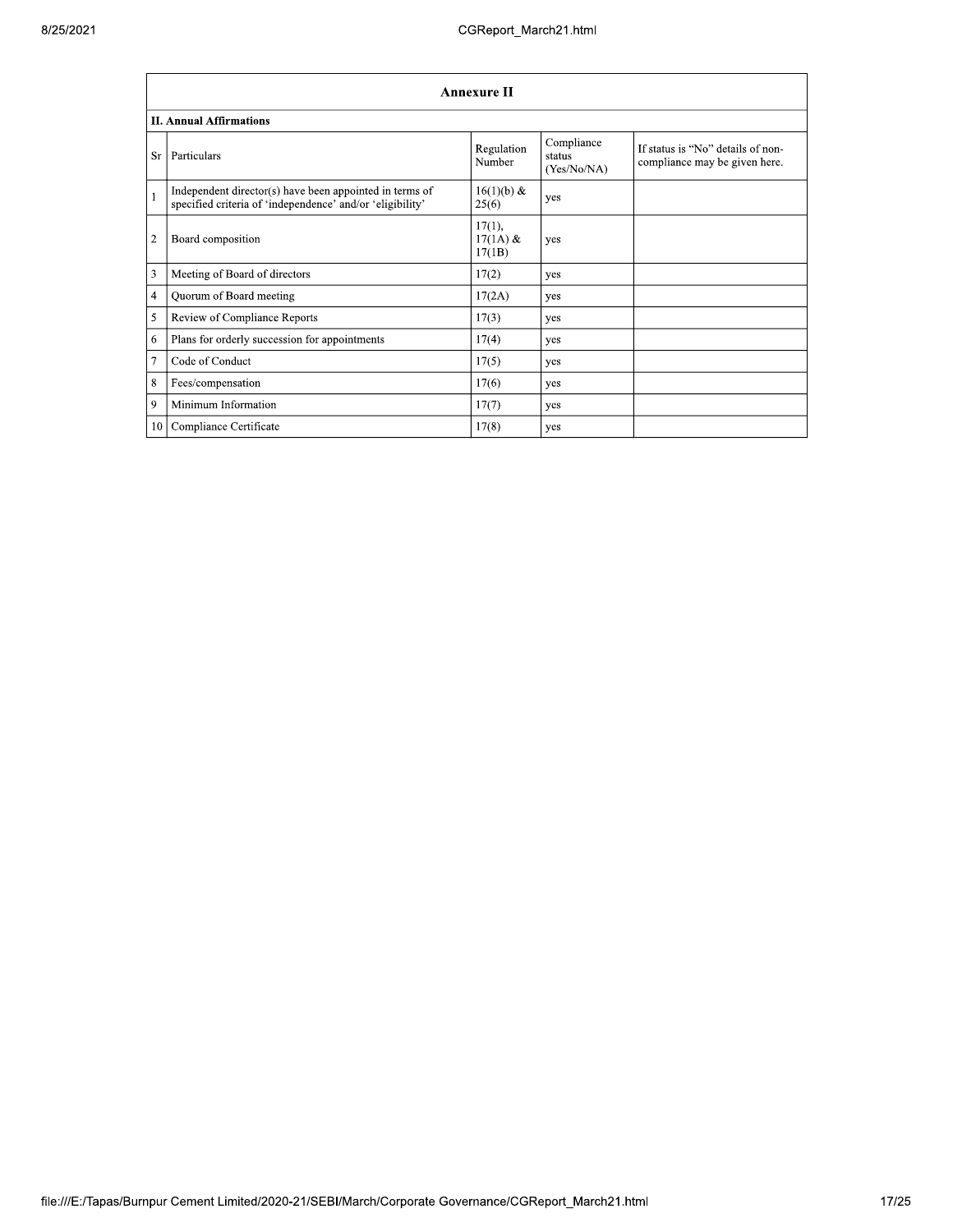## Annexure II

### II. Annual Affirmations

| Sr | Particulars | Regulation Number | Compliance status (Yes/No/NA) | If status is "No" details of non-compliance may be given here. |
|---|---|---|---|---|
| 1 | Independent director(s) have been appointed in terms of specified criteria of 'independence' and/or 'eligibility' | 16(1)(b) & 25(6) | yes | |
| 2 | Board composition | 17(1), 17(1A) & 17(1B) | yes | |
| 3 | Meeting of Board of directors | 17(2) | yes | |
| 4 | Quorum of Board meeting | 17(2A) | yes | |
| 5 | Review of Compliance Reports | 17(3) | yes | |
| 6 | Plans for orderly succession for appointments | 17(4) | yes | |
| 7 | Code of Conduct | 17(5) | yes | |
| 8 | Fees/compensation | 17(6) | yes | |
| 9 | Minimum Information | 17(7) | yes | |
| 10 | Compliance Certificate | 17(8) | yes | |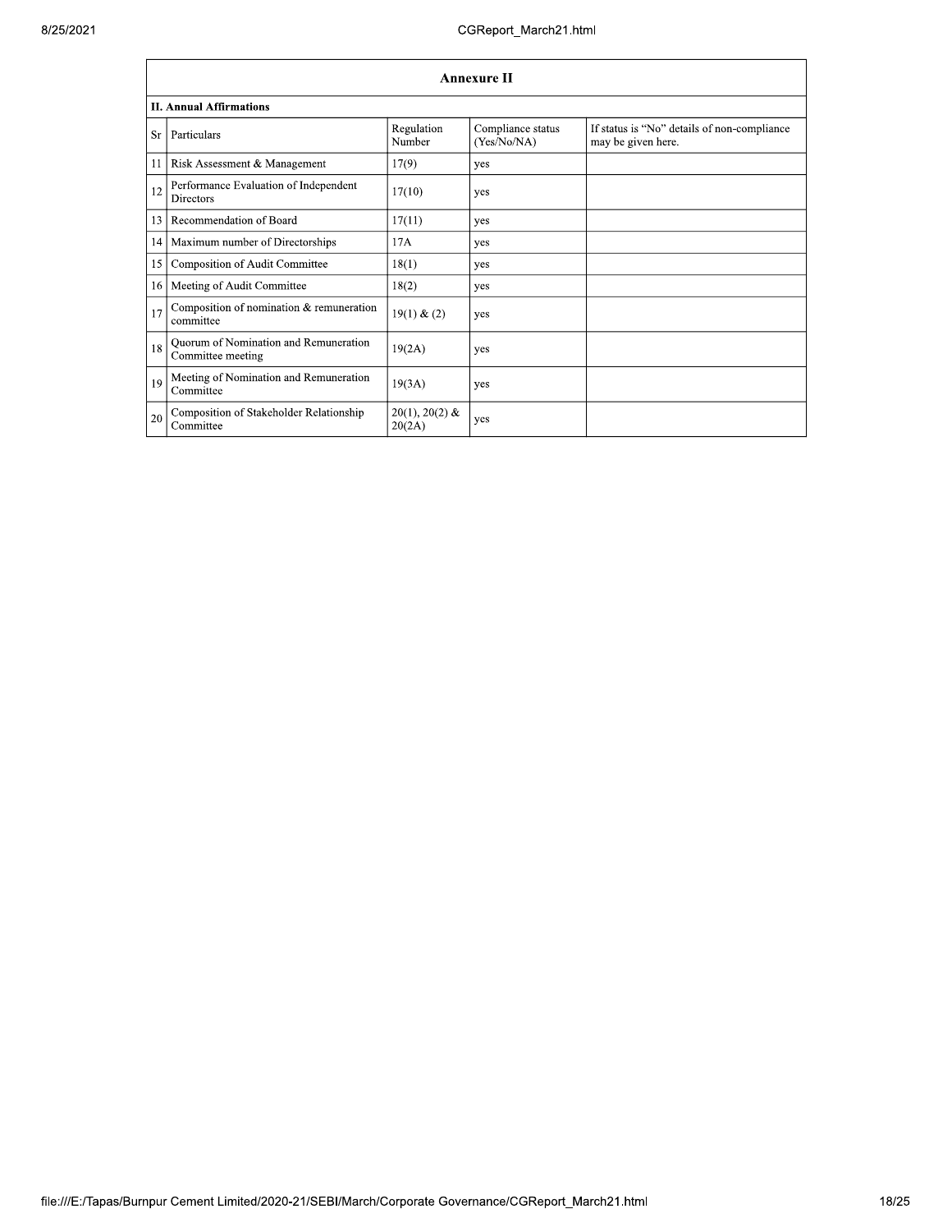## Annexure II

### II. Annual Affirmations

| Sr | Particulars | Regulation Number | Compliance status (Yes/No/NA) | If status is "No" details of non-compliance may be given here. |
|---|---|---|---|---|
| 11 | Risk Assessment & Management | 17(9) | yes | |
| 12 | Performance Evaluation of Independent Directors | 17(10) | yes | |
| 13 | Recommendation of Board | 17(11) | yes | |
| 14 | Maximum number of Directorships | 17A | yes | |
| 15 | Composition of Audit Committee | 18(1) | yes | |
| 16 | Meeting of Audit Committee | 18(2) | yes | |
| 17 | Composition of nomination & remuneration committee | 19(1) & (2) | yes | |
| 18 | Quorum of Nomination and Remuneration Committee meeting | 19(2A) | yes | |
| 19 | Meeting of Nomination and Remuneration Committee | 19(3A) | yes | |
| 20 | Composition of Stakeholder Relationship Committee | 20(1), 20(2) & 20(2A) | yes | |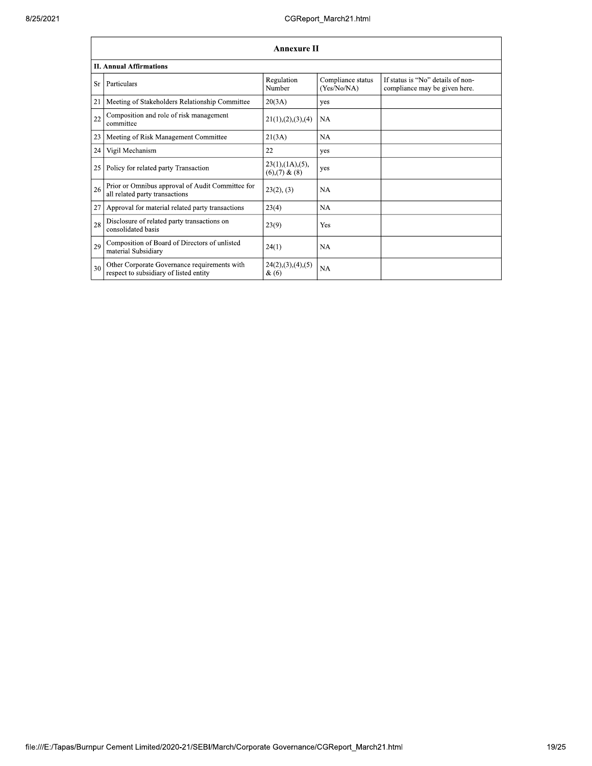| Annexure II | | | | |
|---|---|---|---|---|
| **II. Annual Affirmations** | | | | |
| Sr | Particulars | Regulation Number | Compliance status (Yes/No/NA) | If status is "No" details of non-compliance may be given here. |
| 21 | Meeting of Stakeholders Relationship Committee | 20(3A) | yes | |
| 22 | Composition and role of risk management committee | 21(1),(2),(3),(4) | NA | |
| 23 | Meeting of Risk Management Committee | 21(3A) | NA | |
| 24 | Vigil Mechanism | 22 | yes | |
| 25 | Policy for related party Transaction | 23(1),(1A),(5),(6),(7) & (8) | yes | |
| 26 | Prior or Omnibus approval of Audit Committee for all related party transactions | 23(2), (3) | NA | |
| 27 | Approval for material related party transactions | 23(4) | NA | |
| 28 | Disclosure of related party transactions on consolidated basis | 23(9) | Yes | |
| 29 | Composition of Board of Directors of unlisted material Subsidiary | 24(1) | NA | |
| 30 | Other Corporate Governance requirements with respect to subsidiary of listed entity | 24(2),(3),(4),(5) & (6) | NA | |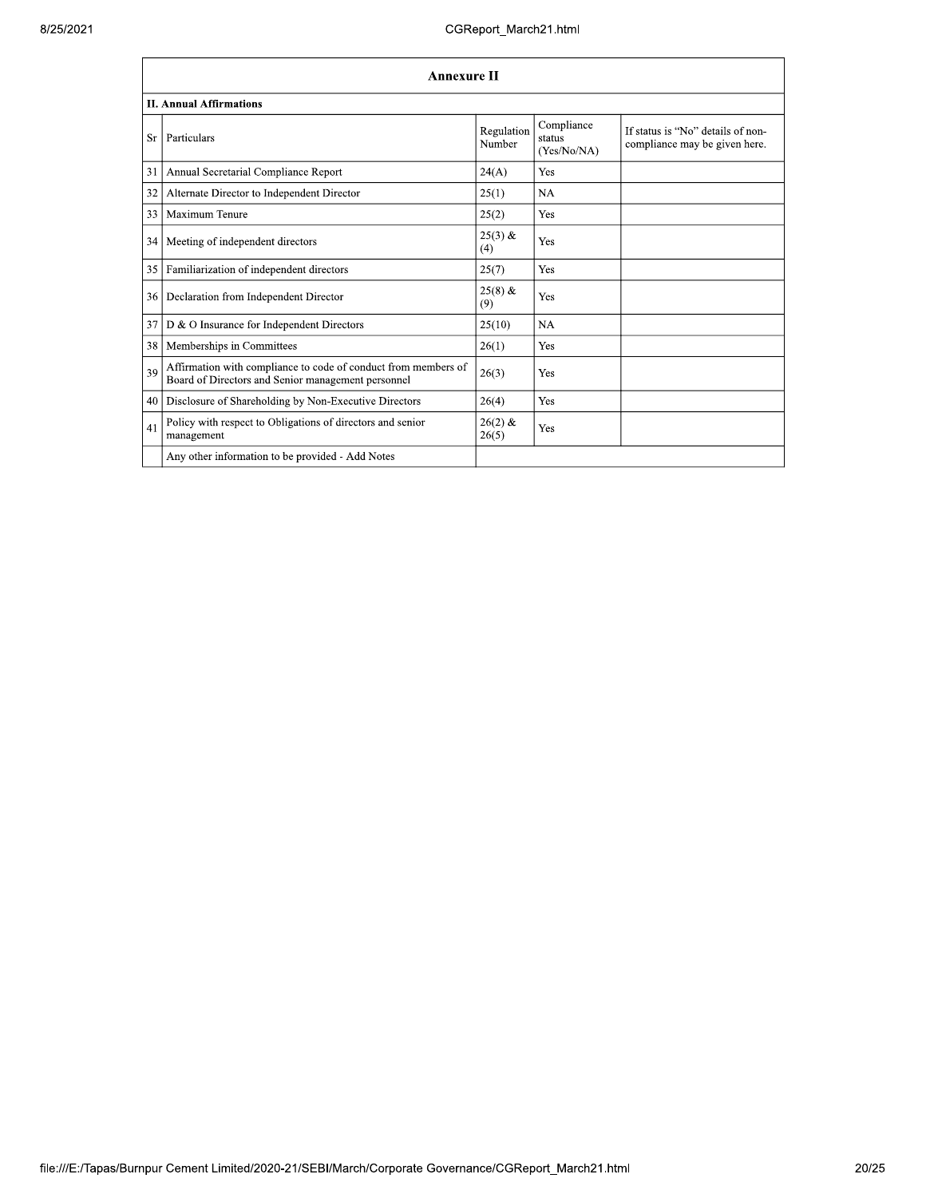| Annexure II | | | | |
|---|---|---|---|---|
| **II. Annual Affirmations** | | | | |
| Sr | Particulars | Regulation Number | Compliance status (Yes/No/NA) | If status is "No" details of non-compliance may be given here. |
| 31 | Annual Secretarial Compliance Report | 24(A) | Yes | |
| 32 | Alternate Director to Independent Director | 25(1) | NA | |
| 33 | Maximum Tenure | 25(2) | Yes | |
| 34 | Meeting of independent directors | 25(3) & (4) | Yes | |
| 35 | Familiarization of independent directors | 25(7) | Yes | |
| 36 | Declaration from Independent Director | 25(8) & (9) | Yes | |
| 37 | D & O Insurance for Independent Directors | 25(10) | NA | |
| 38 | Memberships in Committees | 26(1) | Yes | |
| 39 | Affirmation with compliance to code of conduct from members of Board of Directors and Senior management personnel | 26(3) | Yes | |
| 40 | Disclosure of Shareholding by Non-Executive Directors | 26(4) | Yes | |
| 41 | Policy with respect to Obligations of directors and senior management | 26(2) & 26(5) | Yes | |
| | Any other information to be provided - Add Notes | | | |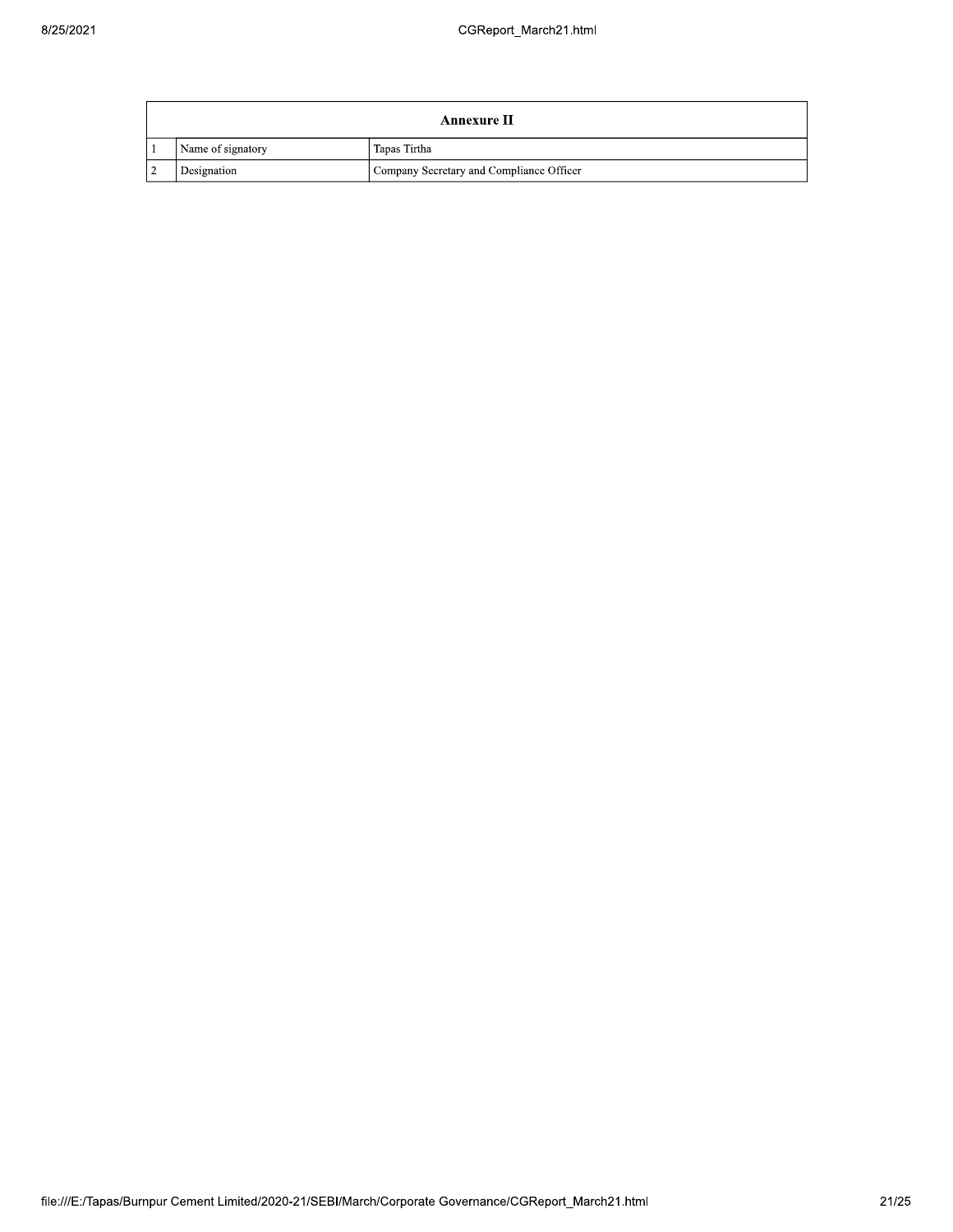| Annexure II | | |
|---|---|---|
| 1 | Name of signatory | Tapas Tirtha |
| 2 | Designation | Company Secretary and Compliance Officer |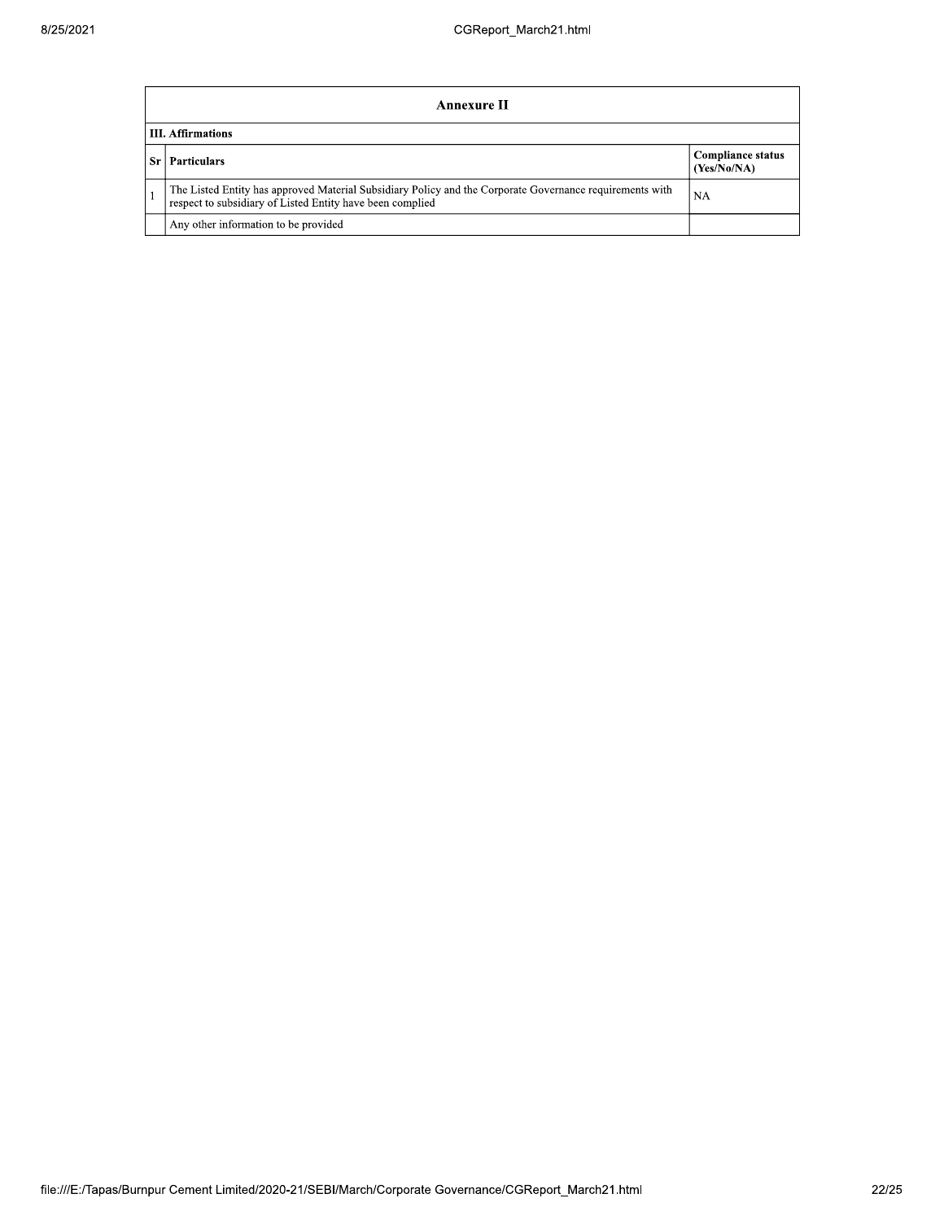| Annexure II | | |
|---|---|---|
| **III. Affirmations** | | |
| **Sr** | **Particulars** | **Compliance status (Yes/No/NA)** |
| 1 | The Listed Entity has approved Material Subsidiary Policy and the Corporate Governance requirements with respect to subsidiary of Listed Entity have been complied | NA |
| | Any other information to be provided | |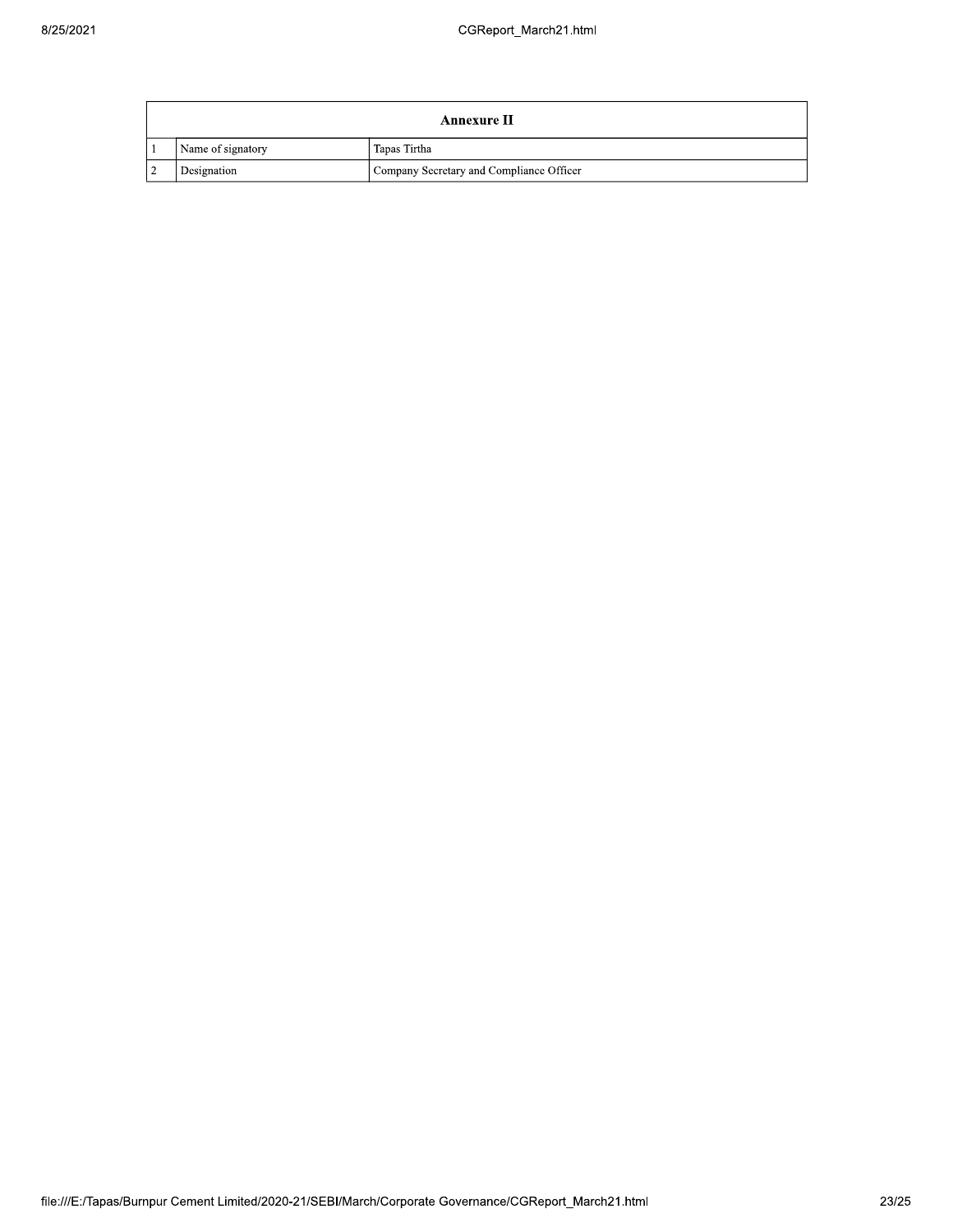| Annexure II | | |
|---|---|---|
| 1 | Name of signatory | Tapas Tirtha |
| 2 | Designation | Company Secretary and Compliance Officer |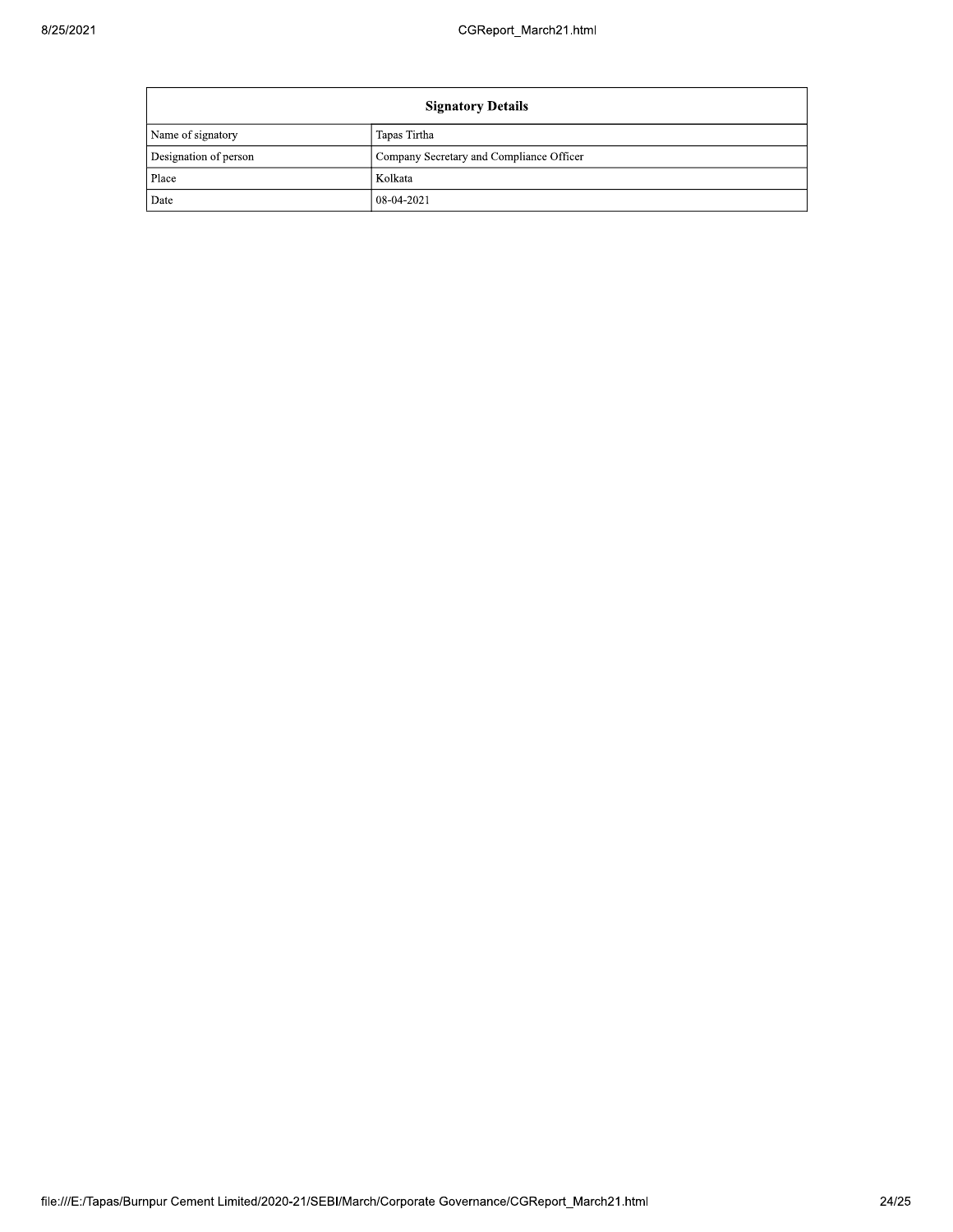| Signatory Details | |
| --- | --- |
| Name of signatory | Tapas Tirtha |
| Designation of person | Company Secretary and Compliance Officer |
| Place | Kolkata |
| Date | 08-04-2021 |